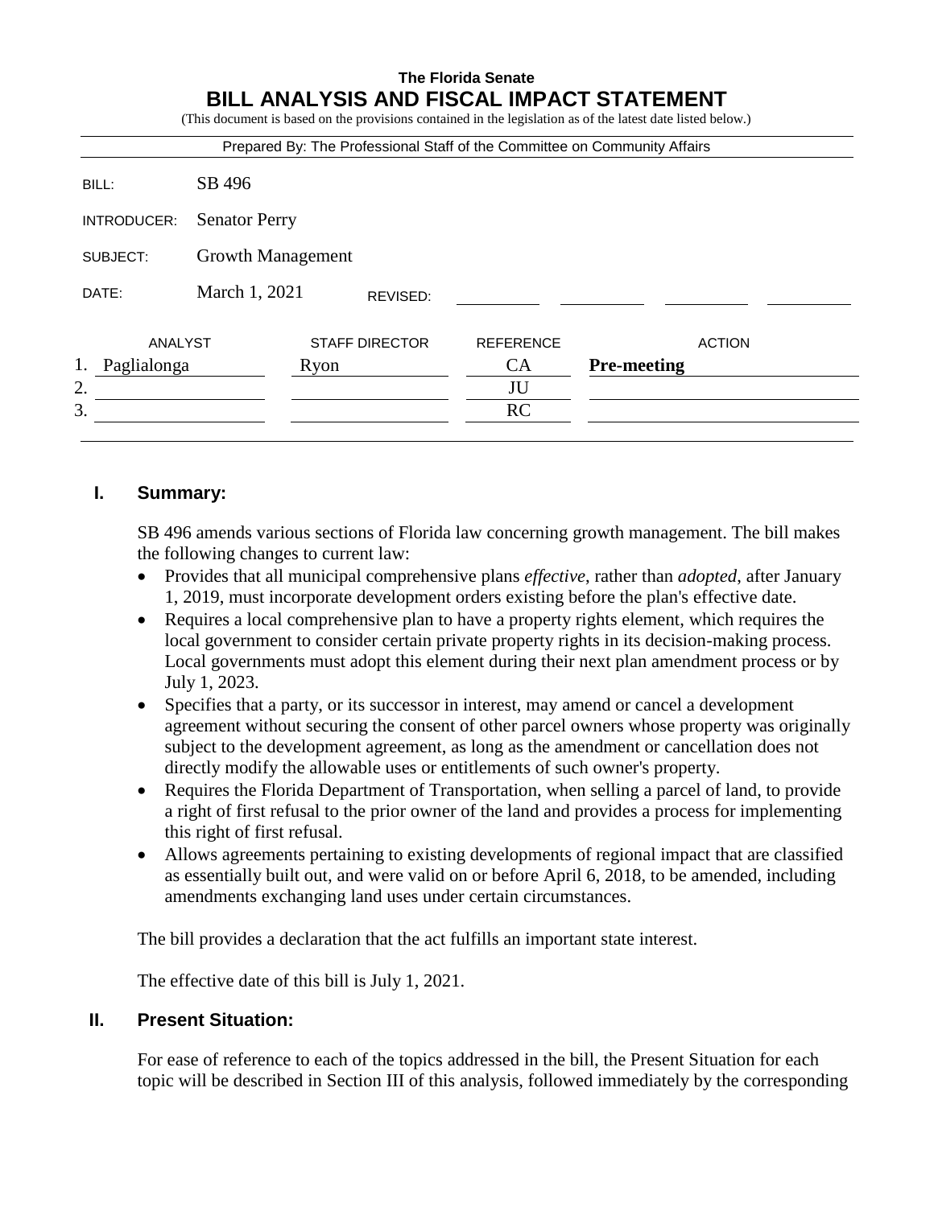**The Florida Senate**

# BILL ANALYSIS AND FISCAL IMPACT STATEMENT

(This document is based on the provisions contained in the legislation as of the latest date listed below.)

Prepared By: The Professional Staff of the Committee on Community Affairs

| | |
|---|---|
| BILL: | SB 496 |
| INTRODUCER: | Senator Perry |
| SUBJECT: | Growth Management |
| DATE: | March 1, 2021 REVISED: |

| | ANALYST | STAFF DIRECTOR | REFERENCE | ACTION |
|---|---|---|---|---|
| 1. | Paglialonga | Ryon | CA | **Pre-meeting** |
| 2. | | | JU | |
| 3. | | | RC | |

## I. Summary:

SB 496 amends various sections of Florida law concerning growth management. The bill makes the following changes to current law:

- Provides that all municipal comprehensive plans *effective*, rather than *adopted*, after January 1, 2019, must incorporate development orders existing before the plan's effective date.
- Requires a local comprehensive plan to have a property rights element, which requires the local government to consider certain private property rights in its decision-making process. Local governments must adopt this element during their next plan amendment process or by July 1, 2023.
- Specifies that a party, or its successor in interest, may amend or cancel a development agreement without securing the consent of other parcel owners whose property was originally subject to the development agreement, as long as the amendment or cancellation does not directly modify the allowable uses or entitlements of such owner's property.
- Requires the Florida Department of Transportation, when selling a parcel of land, to provide a right of first refusal to the prior owner of the land and provides a process for implementing this right of first refusal.
- Allows agreements pertaining to existing developments of regional impact that are classified as essentially built out, and were valid on or before April 6, 2018, to be amended, including amendments exchanging land uses under certain circumstances.

The bill provides a declaration that the act fulfills an important state interest.

The effective date of this bill is July 1, 2021.

## II. Present Situation:

For ease of reference to each of the topics addressed in the bill, the Present Situation for each topic will be described in Section III of this analysis, followed immediately by the corresponding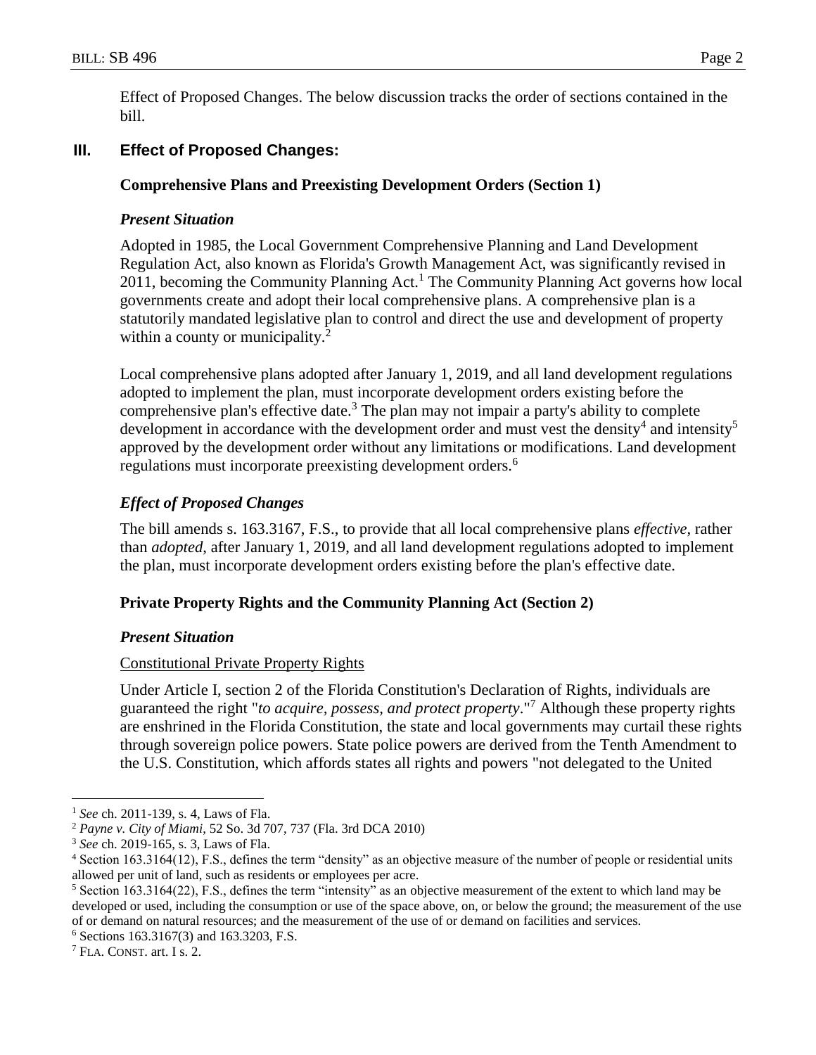Effect of Proposed Changes. The below discussion tracks the order of sections contained in the bill.

## III. Effect of Proposed Changes:

### Comprehensive Plans and Preexisting Development Orders (Section 1)

#### *Present Situation*

Adopted in 1985, the Local Government Comprehensive Planning and Land Development Regulation Act, also known as Florida's Growth Management Act, was significantly revised in 2011, becoming the Community Planning Act.[1] The Community Planning Act governs how local governments create and adopt their local comprehensive plans. A comprehensive plan is a statutorily mandated legislative plan to control and direct the use and development of property within a county or municipality.[2]

Local comprehensive plans adopted after January 1, 2019, and all land development regulations adopted to implement the plan, must incorporate development orders existing before the comprehensive plan's effective date.[3] The plan may not impair a party's ability to complete development in accordance with the development order and must vest the density[4] and intensity[5] approved by the development order without any limitations or modifications. Land development regulations must incorporate preexisting development orders.[6]

#### *Effect of Proposed Changes*

The bill amends s. 163.3167, F.S., to provide that all local comprehensive plans *effective*, rather than *adopted*, after January 1, 2019, and all land development regulations adopted to implement the plan, must incorporate development orders existing before the plan's effective date.

### Private Property Rights and the Community Planning Act (Section 2)

#### *Present Situation*

Constitutional Private Property Rights

Under Article I, section 2 of the Florida Constitution's Declaration of Rights, individuals are guaranteed the right "*to acquire, possess, and protect property*."[7] Although these property rights are enshrined in the Florida Constitution, the state and local governments may curtail these rights through sovereign police powers. State police powers are derived from the Tenth Amendment to the U.S. Constitution, which affords states all rights and powers "not delegated to the United

---

[1] *See* ch. 2011-139, s. 4, Laws of Fla.

[2] *Payne v. City of Miami*, 52 So. 3d 707, 737 (Fla. 3rd DCA 2010)

[3] *See* ch. 2019-165, s. 3, Laws of Fla.

[4] Section 163.3164(12), F.S., defines the term "density" as an objective measure of the number of people or residential units allowed per unit of land, such as residents or employees per acre.

[5] Section 163.3164(22), F.S., defines the term "intensity" as an objective measurement of the extent to which land may be developed or used, including the consumption or use of the space above, on, or below the ground; the measurement of the use of or demand on natural resources; and the measurement of the use of or demand on facilities and services.

[6] Sections 163.3167(3) and 163.3203, F.S.

[7] FLA. CONST. art. I s. 2.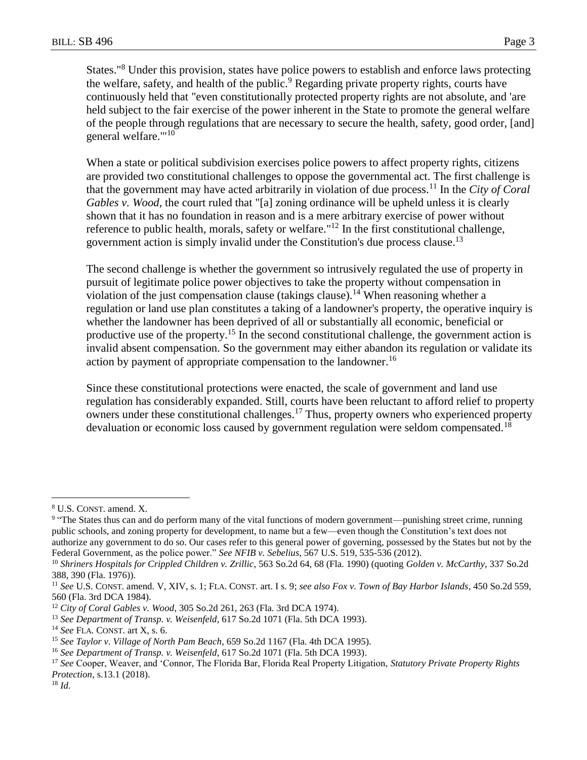States."[8] Under this provision, states have police powers to establish and enforce laws protecting the welfare, safety, and health of the public.[9] Regarding private property rights, courts have continuously held that "even constitutionally protected property rights are not absolute, and 'are held subject to the fair exercise of the power inherent in the State to promote the general welfare of the people through regulations that are necessary to secure the health, safety, good order, [and] general welfare.'"[10]

When a state or political subdivision exercises police powers to affect property rights, citizens are provided two constitutional challenges to oppose the governmental act. The first challenge is that the government may have acted arbitrarily in violation of due process.[11] In the *City of Coral Gables v. Wood*, the court ruled that "[a] zoning ordinance will be upheld unless it is clearly shown that it has no foundation in reason and is a mere arbitrary exercise of power without reference to public health, morals, safety or welfare."[12] In the first constitutional challenge, government action is simply invalid under the Constitution's due process clause.[13]

The second challenge is whether the government so intrusively regulated the use of property in pursuit of legitimate police power objectives to take the property without compensation in violation of the just compensation clause (takings clause).[14] When reasoning whether a regulation or land use plan constitutes a taking of a landowner's property, the operative inquiry is whether the landowner has been deprived of all or substantially all economic, beneficial or productive use of the property.[15] In the second constitutional challenge, the government action is invalid absent compensation. So the government may either abandon its regulation or validate its action by payment of appropriate compensation to the landowner.[16]

Since these constitutional protections were enacted, the scale of government and land use regulation has considerably expanded. Still, courts have been reluctant to afford relief to property owners under these constitutional challenges.[17] Thus, property owners who experienced property devaluation or economic loss caused by government regulation were seldom compensated.[18]

---

[8] U.S. CONST. amend. X.

[9] "The States thus can and do perform many of the vital functions of modern government—punishing street crime, running public schools, and zoning property for development, to name but a few—even though the Constitution's text does not authorize any government to do so. Our cases refer to this general power of governing, possessed by the States but not by the Federal Government, as the police power." *See NFIB v. Sebelius*, 567 U.S. 519, 535-536 (2012).

[10] *Shriners Hospitals for Crippled Children v. Zrillic*, 563 So.2d 64, 68 (Fla. 1990) (quoting *Golden v. McCarthy*, 337 So.2d 388, 390 (Fla. 1976)).

[11] *See* U.S. CONST. amend. V, XIV, s. 1; FLA. CONST. art. I s. 9; *see also Fox v. Town of Bay Harbor Islands*, 450 So.2d 559, 560 (Fla. 3rd DCA 1984).

[12] *City of Coral Gables v. Wood*, 305 So.2d 261, 263 (Fla. 3rd DCA 1974).

[13] *See Department of Transp. v. Weisenfeld*, 617 So.2d 1071 (Fla. 5th DCA 1993).

[14] *See* FLA. CONST. art X, s. 6.

[15] *See Taylor v. Village of North Pam Beach*, 659 So.2d 1167 (Fla. 4th DCA 1995).

[16] *See Department of Transp. v. Weisenfeld*, 617 So.2d 1071 (Fla. 5th DCA 1993).

[17] *See* Cooper, Weaver, and 'Connor, The Florida Bar, Florida Real Property Litigation, *Statutory Private Property Rights Protection*, s.13.1 (2018).

[18] *Id.*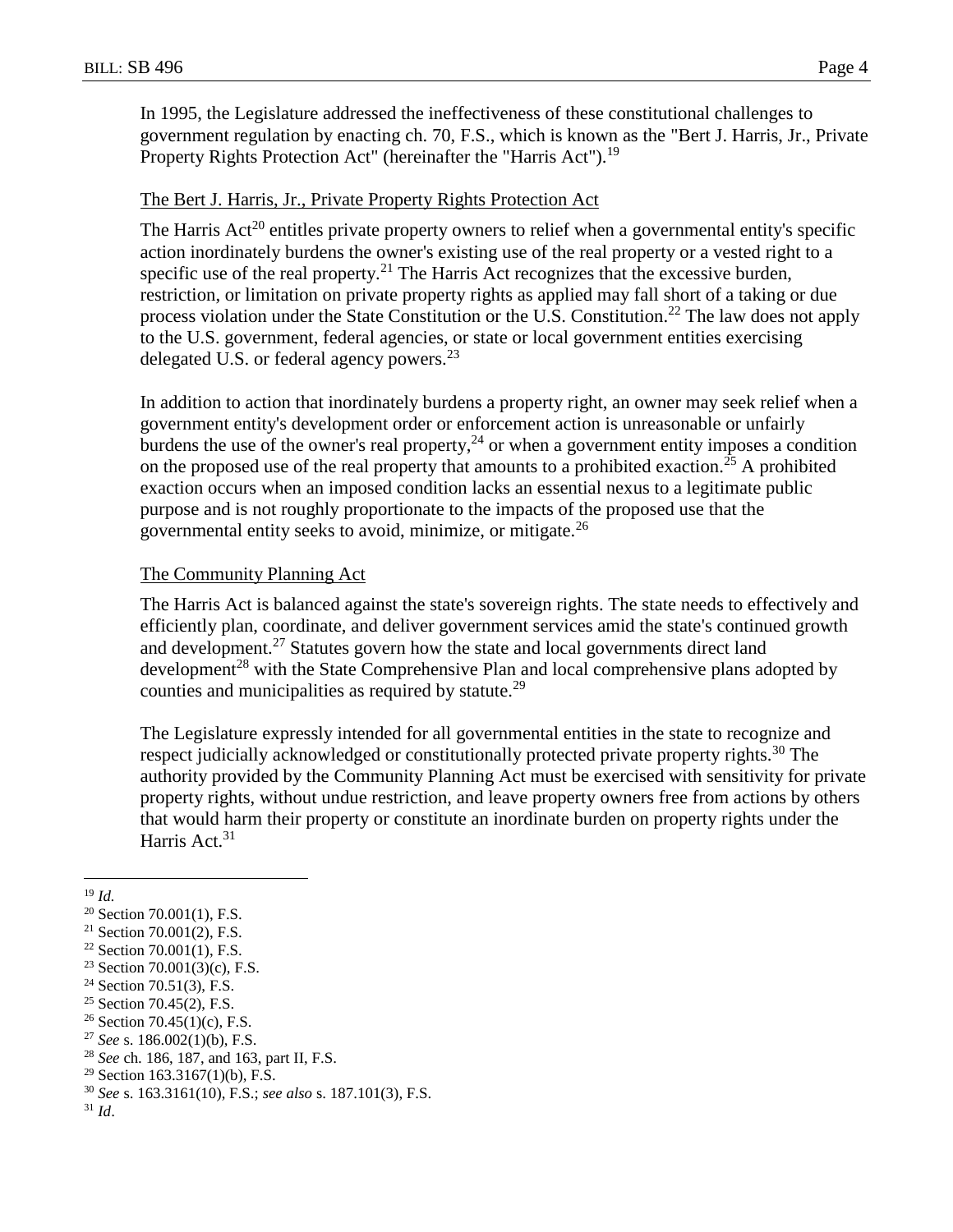In 1995, the Legislature addressed the ineffectiveness of these constitutional challenges to government regulation by enacting ch. 70, F.S., which is known as the "Bert J. Harris, Jr., Private Property Rights Protection Act" (hereinafter the "Harris Act").[19]

### The Bert J. Harris, Jr., Private Property Rights Protection Act

The Harris Act[20] entitles private property owners to relief when a governmental entity's specific action inordinately burdens the owner's existing use of the real property or a vested right to a specific use of the real property.[21] The Harris Act recognizes that the excessive burden, restriction, or limitation on private property rights as applied may fall short of a taking or due process violation under the State Constitution or the U.S. Constitution.[22] The law does not apply to the U.S. government, federal agencies, or state or local government entities exercising delegated U.S. or federal agency powers.[23]

In addition to action that inordinately burdens a property right, an owner may seek relief when a government entity's development order or enforcement action is unreasonable or unfairly burdens the use of the owner's real property,[24] or when a government entity imposes a condition on the proposed use of the real property that amounts to a prohibited exaction.[25] A prohibited exaction occurs when an imposed condition lacks an essential nexus to a legitimate public purpose and is not roughly proportionate to the impacts of the proposed use that the governmental entity seeks to avoid, minimize, or mitigate.[26]

### The Community Planning Act

The Harris Act is balanced against the state's sovereign rights. The state needs to effectively and efficiently plan, coordinate, and deliver government services amid the state's continued growth and development.[27] Statutes govern how the state and local governments direct land development[28] with the State Comprehensive Plan and local comprehensive plans adopted by counties and municipalities as required by statute.[29]

The Legislature expressly intended for all governmental entities in the state to recognize and respect judicially acknowledged or constitutionally protected private property rights.[30] The authority provided by the Community Planning Act must be exercised with sensitivity for private property rights, without undue restriction, and leave property owners free from actions by others that would harm their property or constitute an inordinate burden on property rights under the Harris Act.[31]

---

[19] *Id.*
[20] Section 70.001(1), F.S.
[21] Section 70.001(2), F.S.
[22] Section 70.001(1), F.S.
[23] Section 70.001(3)(c), F.S.
[24] Section 70.51(3), F.S.
[25] Section 70.45(2), F.S.
[26] Section 70.45(1)(c), F.S.
[27] *See* s. 186.002(1)(b), F.S.
[28] *See* ch. 186, 187, and 163, part II, F.S.
[29] Section 163.3167(1)(b), F.S.
[30] *See* s. 163.3161(10), F.S.; *see also* s. 187.101(3), F.S.
[31] *Id*.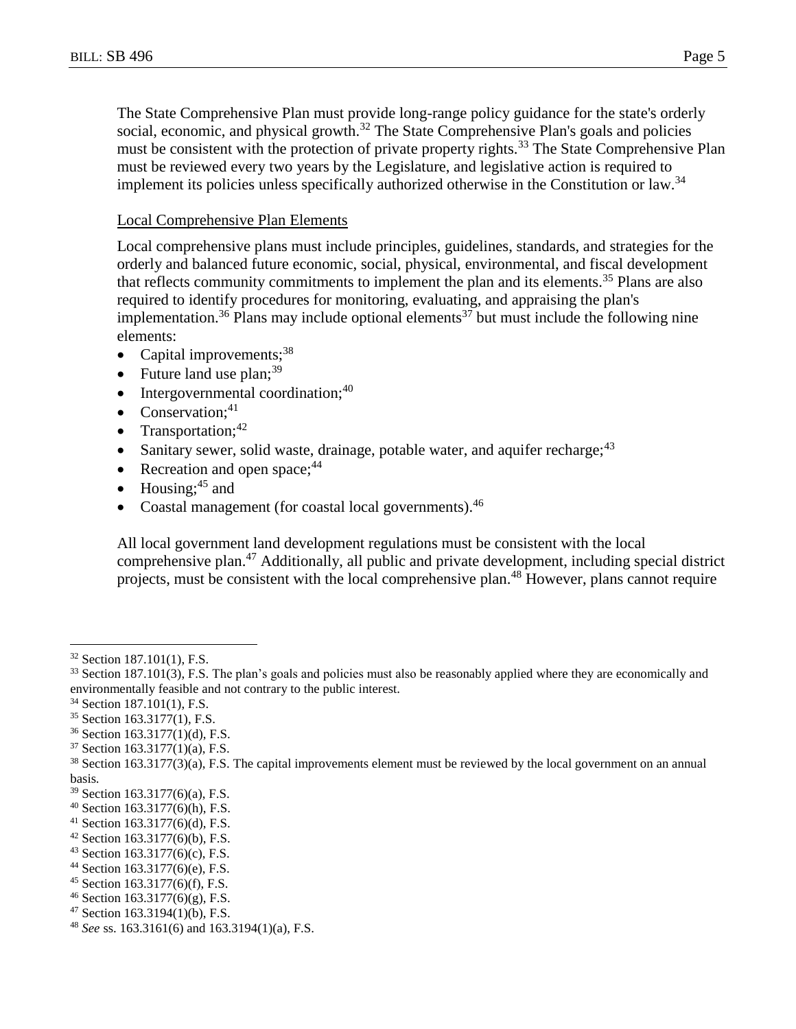The State Comprehensive Plan must provide long-range policy guidance for the state's orderly social, economic, and physical growth.[32] The State Comprehensive Plan's goals and policies must be consistent with the protection of private property rights.[33] The State Comprehensive Plan must be reviewed every two years by the Legislature, and legislative action is required to implement its policies unless specifically authorized otherwise in the Constitution or law.[34]

Local Comprehensive Plan Elements

Local comprehensive plans must include principles, guidelines, standards, and strategies for the orderly and balanced future economic, social, physical, environmental, and fiscal development that reflects community commitments to implement the plan and its elements.[35] Plans are also required to identify procedures for monitoring, evaluating, and appraising the plan's implementation.[36] Plans may include optional elements[37] but must include the following nine elements:

- Capital improvements;[38]
- Future land use plan;[39]
- Intergovernmental coordination;[40]
- Conservation;[41]
- Transportation;[42]
- Sanitary sewer, solid waste, drainage, potable water, and aquifer recharge;[43]
- Recreation and open space;[44]
- Housing;[45] and
- Coastal management (for coastal local governments).[46]

All local government land development regulations must be consistent with the local comprehensive plan.[47] Additionally, all public and private development, including special district projects, must be consistent with the local comprehensive plan.[48] However, plans cannot require

---

[32] Section 187.101(1), F.S.

[33] Section 187.101(3), F.S. The plan's goals and policies must also be reasonably applied where they are economically and environmentally feasible and not contrary to the public interest.

[34] Section 187.101(1), F.S.

[35] Section 163.3177(1), F.S.

[36] Section 163.3177(1)(d), F.S.

[37] Section 163.3177(1)(a), F.S.

[38] Section 163.3177(3)(a), F.S. The capital improvements element must be reviewed by the local government on an annual basis.

[39] Section 163.3177(6)(a), F.S.

[40] Section 163.3177(6)(h), F.S.

[41] Section 163.3177(6)(d), F.S.

[42] Section 163.3177(6)(b), F.S.

[43] Section 163.3177(6)(c), F.S.

[44] Section 163.3177(6)(e), F.S.

[45] Section 163.3177(6)(f), F.S.

[46] Section 163.3177(6)(g), F.S.

[47] Section 163.3194(1)(b), F.S.

[48] *See* ss. 163.3161(6) and 163.3194(1)(a), F.S.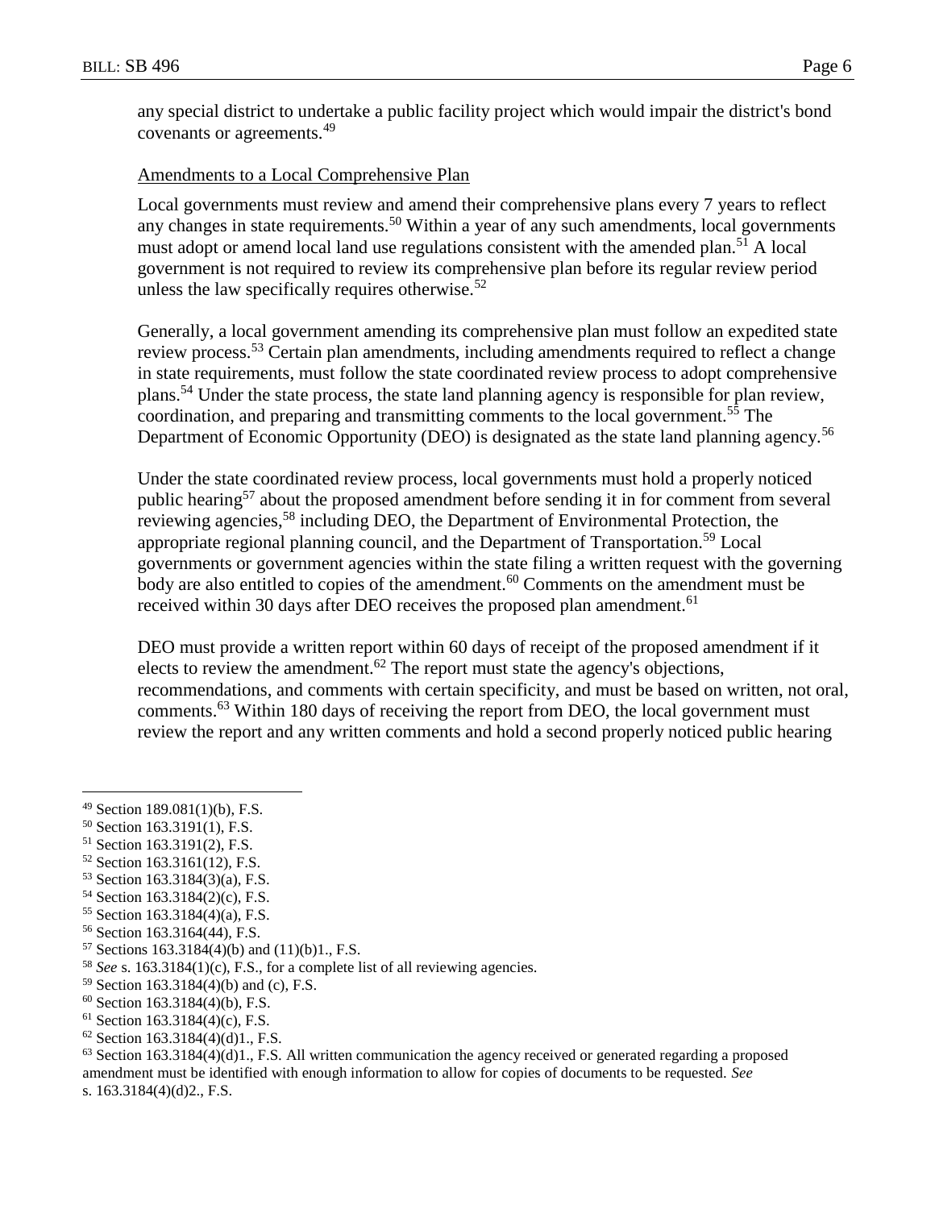any special district to undertake a public facility project which would impair the district's bond covenants or agreements.[49]

Amendments to a Local Comprehensive Plan

Local governments must review and amend their comprehensive plans every 7 years to reflect any changes in state requirements.[50] Within a year of any such amendments, local governments must adopt or amend local land use regulations consistent with the amended plan.[51] A local government is not required to review its comprehensive plan before its regular review period unless the law specifically requires otherwise.[52]

Generally, a local government amending its comprehensive plan must follow an expedited state review process.[53] Certain plan amendments, including amendments required to reflect a change in state requirements, must follow the state coordinated review process to adopt comprehensive plans.[54] Under the state process, the state land planning agency is responsible for plan review, coordination, and preparing and transmitting comments to the local government.[55] The Department of Economic Opportunity (DEO) is designated as the state land planning agency.[56]

Under the state coordinated review process, local governments must hold a properly noticed public hearing[57] about the proposed amendment before sending it in for comment from several reviewing agencies,[58] including DEO, the Department of Environmental Protection, the appropriate regional planning council, and the Department of Transportation.[59] Local governments or government agencies within the state filing a written request with the governing body are also entitled to copies of the amendment.[60] Comments on the amendment must be received within 30 days after DEO receives the proposed plan amendment.[61]

DEO must provide a written report within 60 days of receipt of the proposed amendment if it elects to review the amendment.[62] The report must state the agency's objections, recommendations, and comments with certain specificity, and must be based on written, not oral, comments.[63] Within 180 days of receiving the report from DEO, the local government must review the report and any written comments and hold a second properly noticed public hearing

---

[49] Section 189.081(1)(b), F.S.

[50] Section 163.3191(1), F.S.

[51] Section 163.3191(2), F.S.

[52] Section 163.3161(12), F.S.

[53] Section 163.3184(3)(a), F.S.

[54] Section 163.3184(2)(c), F.S.

[55] Section 163.3184(4)(a), F.S.

[56] Section 163.3164(44), F.S.

[57] Sections 163.3184(4)(b) and (11)(b)1., F.S.

[58] *See* s. 163.3184(1)(c), F.S., for a complete list of all reviewing agencies.

[59] Section 163.3184(4)(b) and (c), F.S.

[60] Section 163.3184(4)(b), F.S.

[61] Section 163.3184(4)(c), F.S.

[62] Section 163.3184(4)(d)1., F.S.

[63] Section 163.3184(4)(d)1., F.S. All written communication the agency received or generated regarding a proposed amendment must be identified with enough information to allow for copies of documents to be requested. *See* s. 163.3184(4)(d)2., F.S.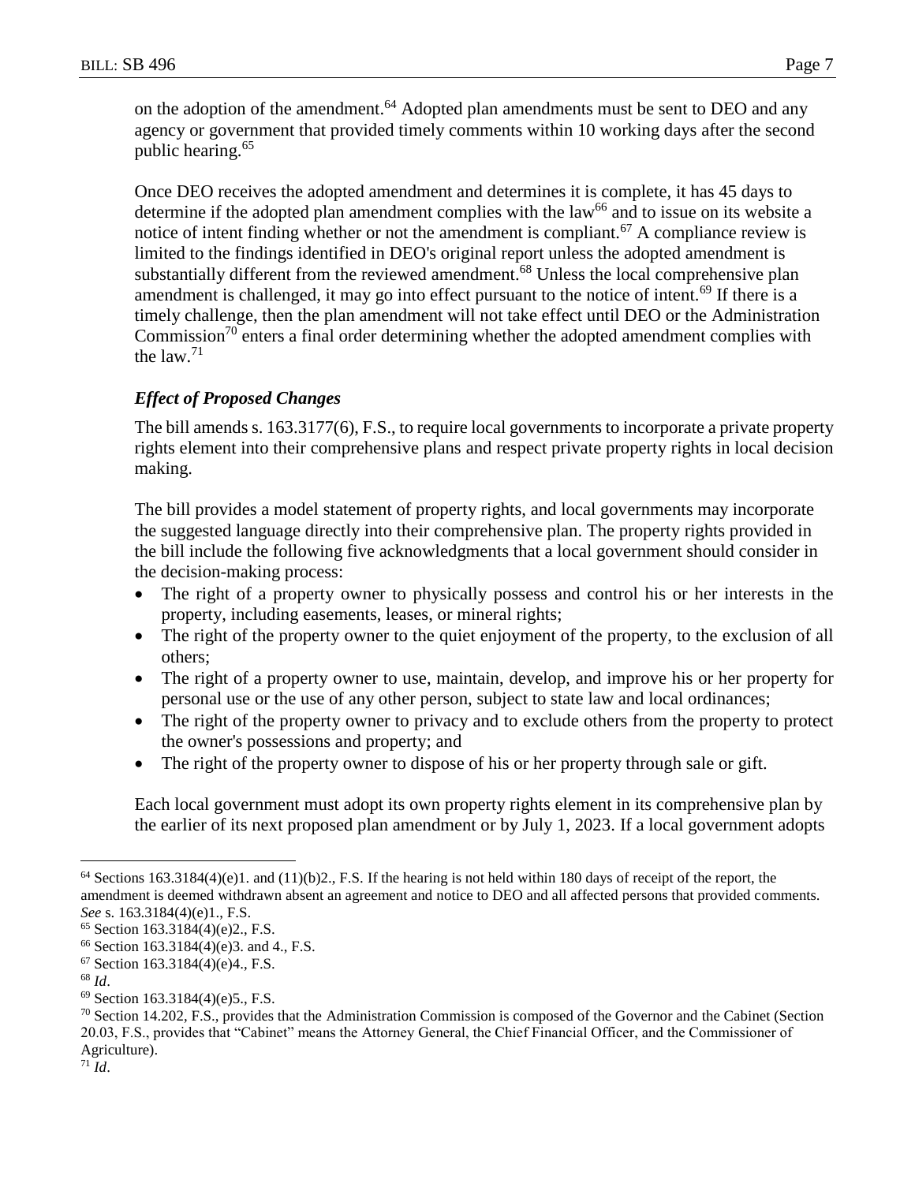on the adoption of the amendment.[64] Adopted plan amendments must be sent to DEO and any agency or government that provided timely comments within 10 working days after the second public hearing.[65]

Once DEO receives the adopted amendment and determines it is complete, it has 45 days to determine if the adopted plan amendment complies with the law[66] and to issue on its website a notice of intent finding whether or not the amendment is compliant.[67] A compliance review is limited to the findings identified in DEO's original report unless the adopted amendment is substantially different from the reviewed amendment.[68] Unless the local comprehensive plan amendment is challenged, it may go into effect pursuant to the notice of intent.[69] If there is a timely challenge, then the plan amendment will not take effect until DEO or the Administration Commission[70] enters a final order determining whether the adopted amendment complies with the law.[71]

### *Effect of Proposed Changes*

The bill amends s. 163.3177(6), F.S., to require local governments to incorporate a private property rights element into their comprehensive plans and respect private property rights in local decision making.

The bill provides a model statement of property rights, and local governments may incorporate the suggested language directly into their comprehensive plan. The property rights provided in the bill include the following five acknowledgments that a local government should consider in the decision-making process:

- The right of a property owner to physically possess and control his or her interests in the property, including easements, leases, or mineral rights;
- The right of the property owner to the quiet enjoyment of the property, to the exclusion of all others;
- The right of a property owner to use, maintain, develop, and improve his or her property for personal use or the use of any other person, subject to state law and local ordinances;
- The right of the property owner to privacy and to exclude others from the property to protect the owner's possessions and property; and
- The right of the property owner to dispose of his or her property through sale or gift.

Each local government must adopt its own property rights element in its comprehensive plan by the earlier of its next proposed plan amendment or by July 1, 2023. If a local government adopts

---

[64] Sections 163.3184(4)(e)1. and (11)(b)2., F.S. If the hearing is not held within 180 days of receipt of the report, the amendment is deemed withdrawn absent an agreement and notice to DEO and all affected persons that provided comments. *See* s. 163.3184(4)(e)1., F.S.

[65] Section 163.3184(4)(e)2., F.S.

[66] Section 163.3184(4)(e)3. and 4., F.S.

[67] Section 163.3184(4)(e)4., F.S.

[68] *Id*.

[69] Section 163.3184(4)(e)5., F.S.

[70] Section 14.202, F.S., provides that the Administration Commission is composed of the Governor and the Cabinet (Section 20.03, F.S., provides that "Cabinet" means the Attorney General, the Chief Financial Officer, and the Commissioner of Agriculture).

[71] *Id*.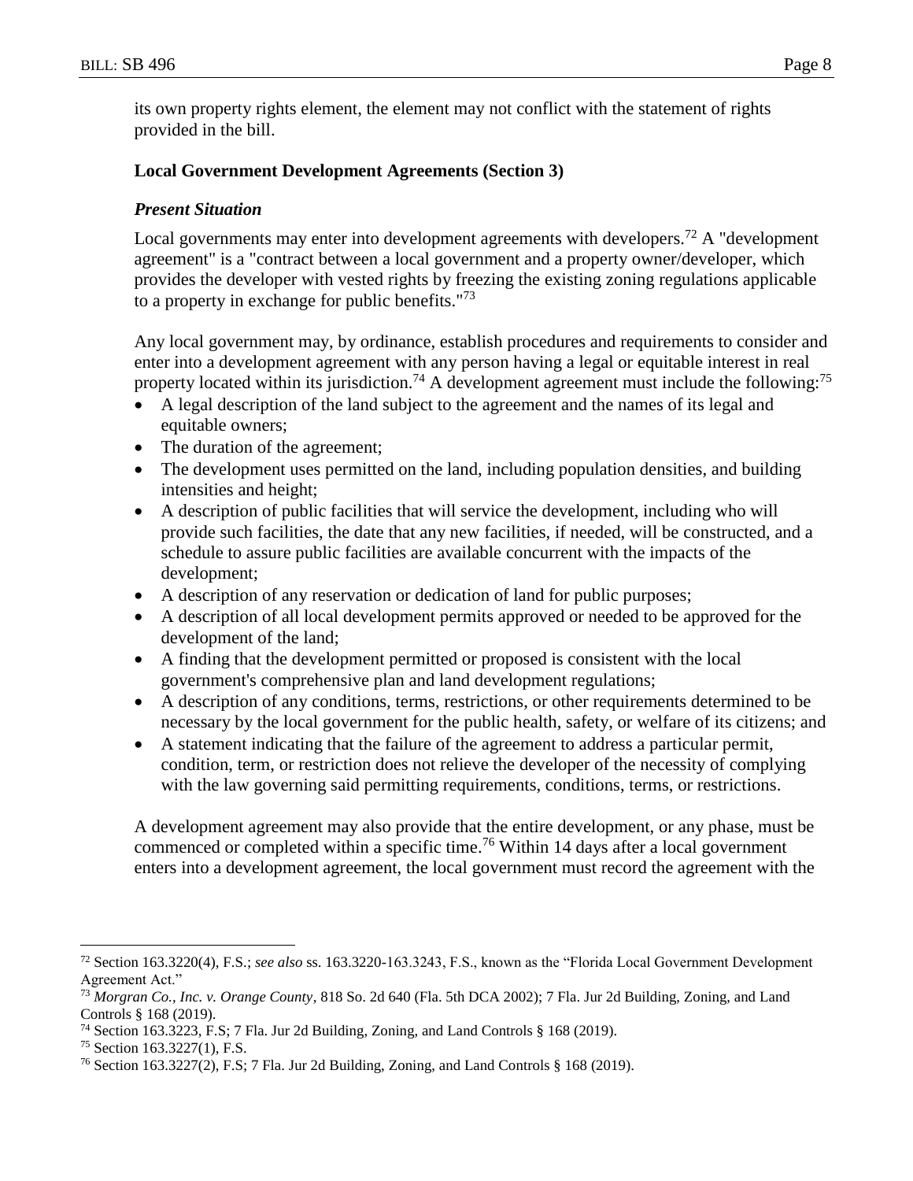its own property rights element, the element may not conflict with the statement of rights provided in the bill.

**Local Government Development Agreements (Section 3)**

***Present Situation***

Local governments may enter into development agreements with developers.[72] A "development agreement" is a "contract between a local government and a property owner/developer, which provides the developer with vested rights by freezing the existing zoning regulations applicable to a property in exchange for public benefits."[73]

Any local government may, by ordinance, establish procedures and requirements to consider and enter into a development agreement with any person having a legal or equitable interest in real property located within its jurisdiction.[74] A development agreement must include the following:[75]

- A legal description of the land subject to the agreement and the names of its legal and equitable owners;
- The duration of the agreement;
- The development uses permitted on the land, including population densities, and building intensities and height;
- A description of public facilities that will service the development, including who will provide such facilities, the date that any new facilities, if needed, will be constructed, and a schedule to assure public facilities are available concurrent with the impacts of the development;
- A description of any reservation or dedication of land for public purposes;
- A description of all local development permits approved or needed to be approved for the development of the land;
- A finding that the development permitted or proposed is consistent with the local government's comprehensive plan and land development regulations;
- A description of any conditions, terms, restrictions, or other requirements determined to be necessary by the local government for the public health, safety, or welfare of its citizens; and
- A statement indicating that the failure of the agreement to address a particular permit, condition, term, or restriction does not relieve the developer of the necessity of complying with the law governing said permitting requirements, conditions, terms, or restrictions.

A development agreement may also provide that the entire development, or any phase, must be commenced or completed within a specific time.[76] Within 14 days after a local government enters into a development agreement, the local government must record the agreement with the

---

[72] Section 163.3220(4), F.S.; *see also* ss. 163.3220-163.3243, F.S., known as the "Florida Local Government Development Agreement Act."

[73] *Morgran Co., Inc. v. Orange County*, 818 So. 2d 640 (Fla. 5th DCA 2002); 7 Fla. Jur 2d Building, Zoning, and Land Controls § 168 (2019).

[74] Section 163.3223, F.S; 7 Fla. Jur 2d Building, Zoning, and Land Controls § 168 (2019).

[75] Section 163.3227(1), F.S.

[76] Section 163.3227(2), F.S; 7 Fla. Jur 2d Building, Zoning, and Land Controls § 168 (2019).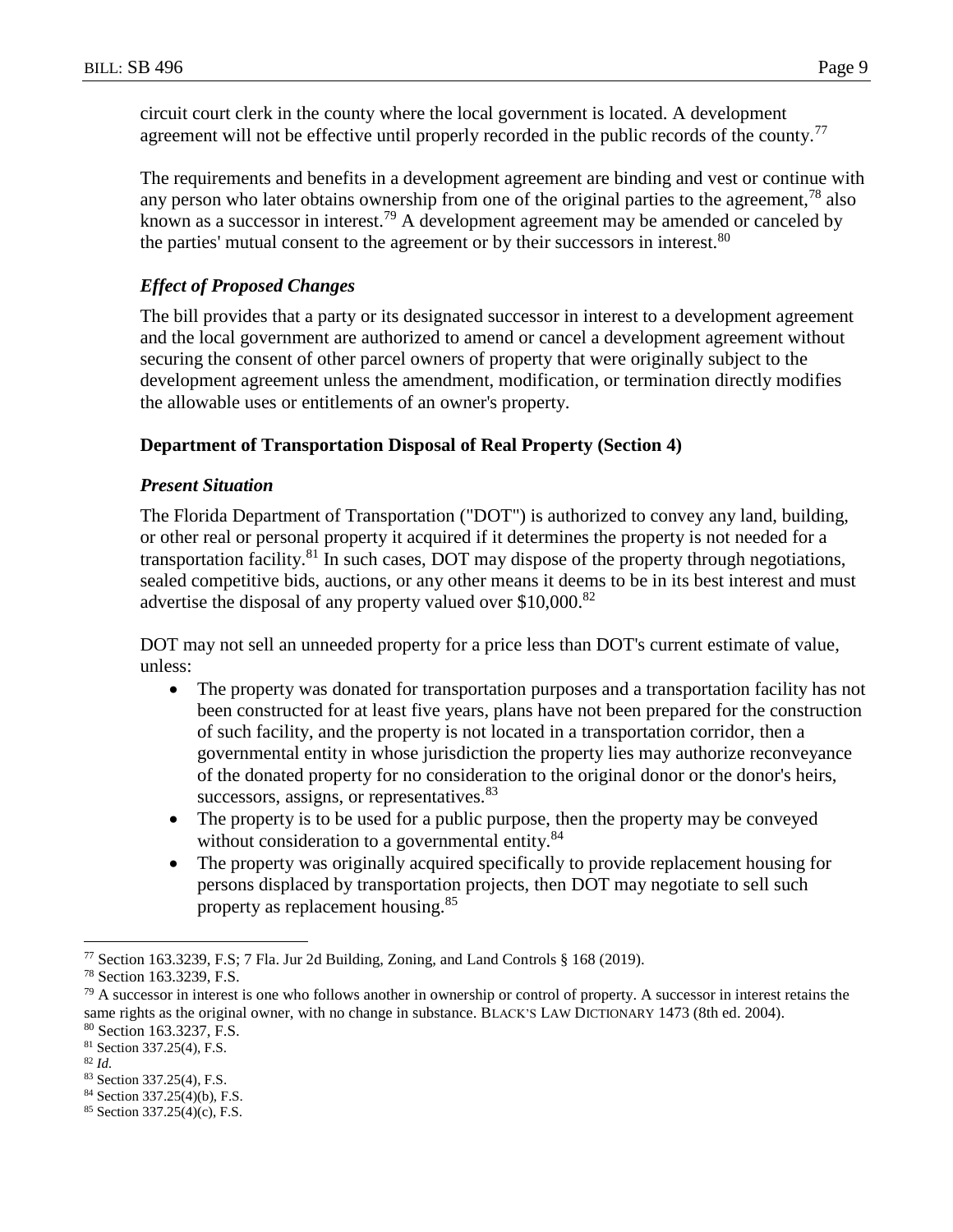circuit court clerk in the county where the local government is located. A development agreement will not be effective until properly recorded in the public records of the county.[77]

The requirements and benefits in a development agreement are binding and vest or continue with any person who later obtains ownership from one of the original parties to the agreement,[78] also known as a successor in interest.[79] A development agreement may be amended or canceled by the parties' mutual consent to the agreement or by their successors in interest.[80]

### *Effect of Proposed Changes*

The bill provides that a party or its designated successor in interest to a development agreement and the local government are authorized to amend or cancel a development agreement without securing the consent of other parcel owners of property that were originally subject to the development agreement unless the amendment, modification, or termination directly modifies the allowable uses or entitlements of an owner's property.

## Department of Transportation Disposal of Real Property (Section 4)

### *Present Situation*

The Florida Department of Transportation ("DOT") is authorized to convey any land, building, or other real or personal property it acquired if it determines the property is not needed for a transportation facility.[81] In such cases, DOT may dispose of the property through negotiations, sealed competitive bids, auctions, or any other means it deems to be in its best interest and must advertise the disposal of any property valued over $10,000.[82]

DOT may not sell an unneeded property for a price less than DOT's current estimate of value, unless:

- The property was donated for transportation purposes and a transportation facility has not been constructed for at least five years, plans have not been prepared for the construction of such facility, and the property is not located in a transportation corridor, then a governmental entity in whose jurisdiction the property lies may authorize reconveyance of the donated property for no consideration to the original donor or the donor's heirs, successors, assigns, or representatives.[83]
- The property is to be used for a public purpose, then the property may be conveyed without consideration to a governmental entity.[84]
- The property was originally acquired specifically to provide replacement housing for persons displaced by transportation projects, then DOT may negotiate to sell such property as replacement housing.[85]

---

[77] Section 163.3239, F.S; 7 Fla. Jur 2d Building, Zoning, and Land Controls § 168 (2019).

[78] Section 163.3239, F.S.

[79] A successor in interest is one who follows another in ownership or control of property. A successor in interest retains the same rights as the original owner, with no change in substance. BLACK'S LAW DICTIONARY 1473 (8th ed. 2004).

[80] Section 163.3237, F.S.

[81] Section 337.25(4), F.S.

[82] *Id*.

[83] Section 337.25(4), F.S.

[84] Section 337.25(4)(b), F.S.

[85] Section 337.25(4)(c), F.S.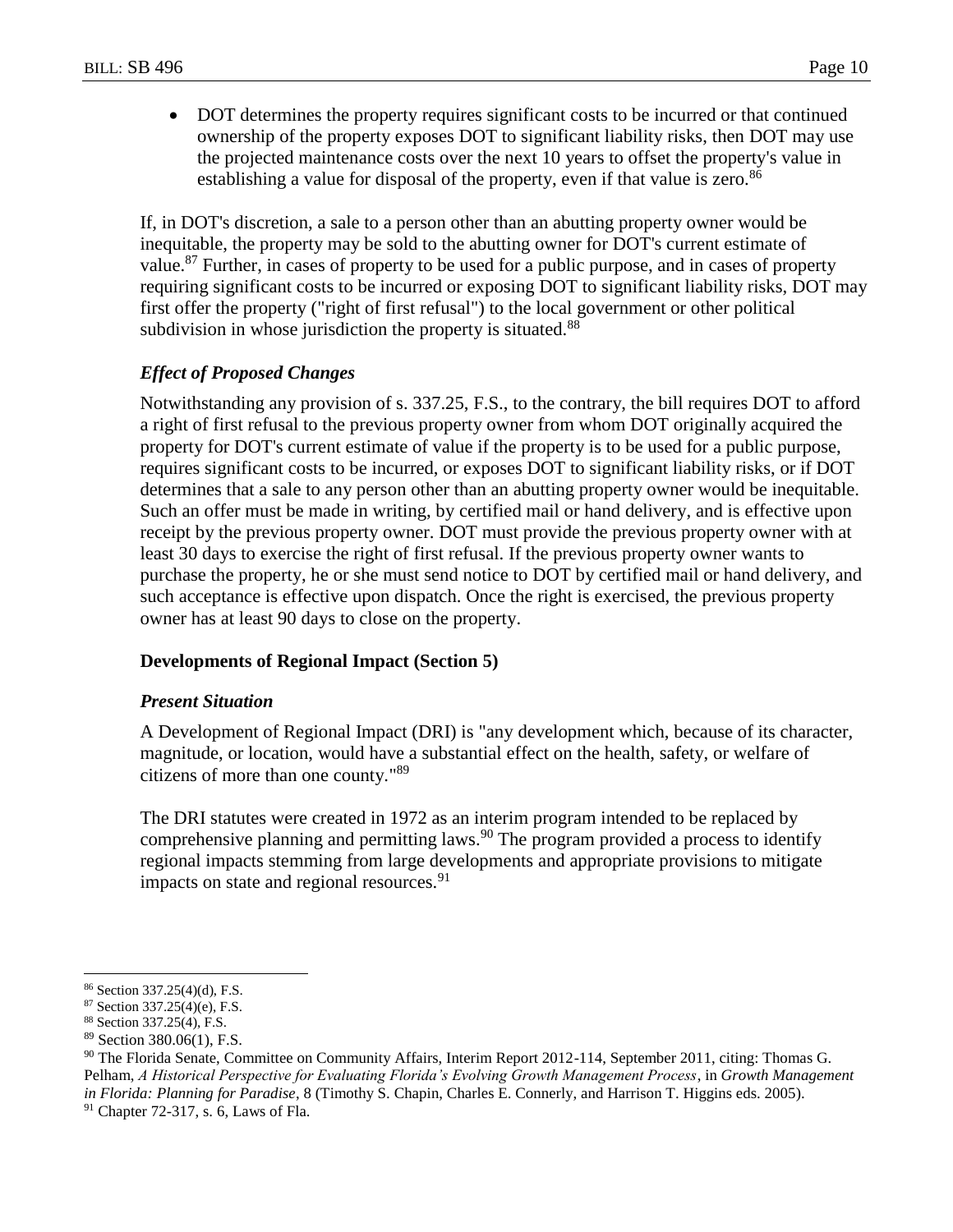- DOT determines the property requires significant costs to be incurred or that continued ownership of the property exposes DOT to significant liability risks, then DOT may use the projected maintenance costs over the next 10 years to offset the property's value in establishing a value for disposal of the property, even if that value is zero.[86]

If, in DOT's discretion, a sale to a person other than an abutting property owner would be inequitable, the property may be sold to the abutting owner for DOT's current estimate of value.[87] Further, in cases of property to be used for a public purpose, and in cases of property requiring significant costs to be incurred or exposing DOT to significant liability risks, DOT may first offer the property ("right of first refusal") to the local government or other political subdivision in whose jurisdiction the property is situated.[88]

### *Effect of Proposed Changes*

Notwithstanding any provision of s. 337.25, F.S., to the contrary, the bill requires DOT to afford a right of first refusal to the previous property owner from whom DOT originally acquired the property for DOT's current estimate of value if the property is to be used for a public purpose, requires significant costs to be incurred, or exposes DOT to significant liability risks, or if DOT determines that a sale to any person other than an abutting property owner would be inequitable. Such an offer must be made in writing, by certified mail or hand delivery, and is effective upon receipt by the previous property owner. DOT must provide the previous property owner with at least 30 days to exercise the right of first refusal. If the previous property owner wants to purchase the property, he or she must send notice to DOT by certified mail or hand delivery, and such acceptance is effective upon dispatch. Once the right is exercised, the previous property owner has at least 90 days to close on the property.

## Developments of Regional Impact (Section 5)

### *Present Situation*

A Development of Regional Impact (DRI) is "any development which, because of its character, magnitude, or location, would have a substantial effect on the health, safety, or welfare of citizens of more than one county."[89]

The DRI statutes were created in 1972 as an interim program intended to be replaced by comprehensive planning and permitting laws.[90] The program provided a process to identify regional impacts stemming from large developments and appropriate provisions to mitigate impacts on state and regional resources.[91]

---

[86] Section 337.25(4)(d), F.S.

[87] Section 337.25(4)(e), F.S.

[88] Section 337.25(4), F.S.

[89] Section 380.06(1), F.S.

[90] The Florida Senate, Committee on Community Affairs, Interim Report 2012-114, September 2011, citing: Thomas G. Pelham, *A Historical Perspective for Evaluating Florida's Evolving Growth Management Process*, in *Growth Management in Florida: Planning for Paradise*, 8 (Timothy S. Chapin, Charles E. Connerly, and Harrison T. Higgins eds. 2005).

[91] Chapter 72-317, s. 6, Laws of Fla.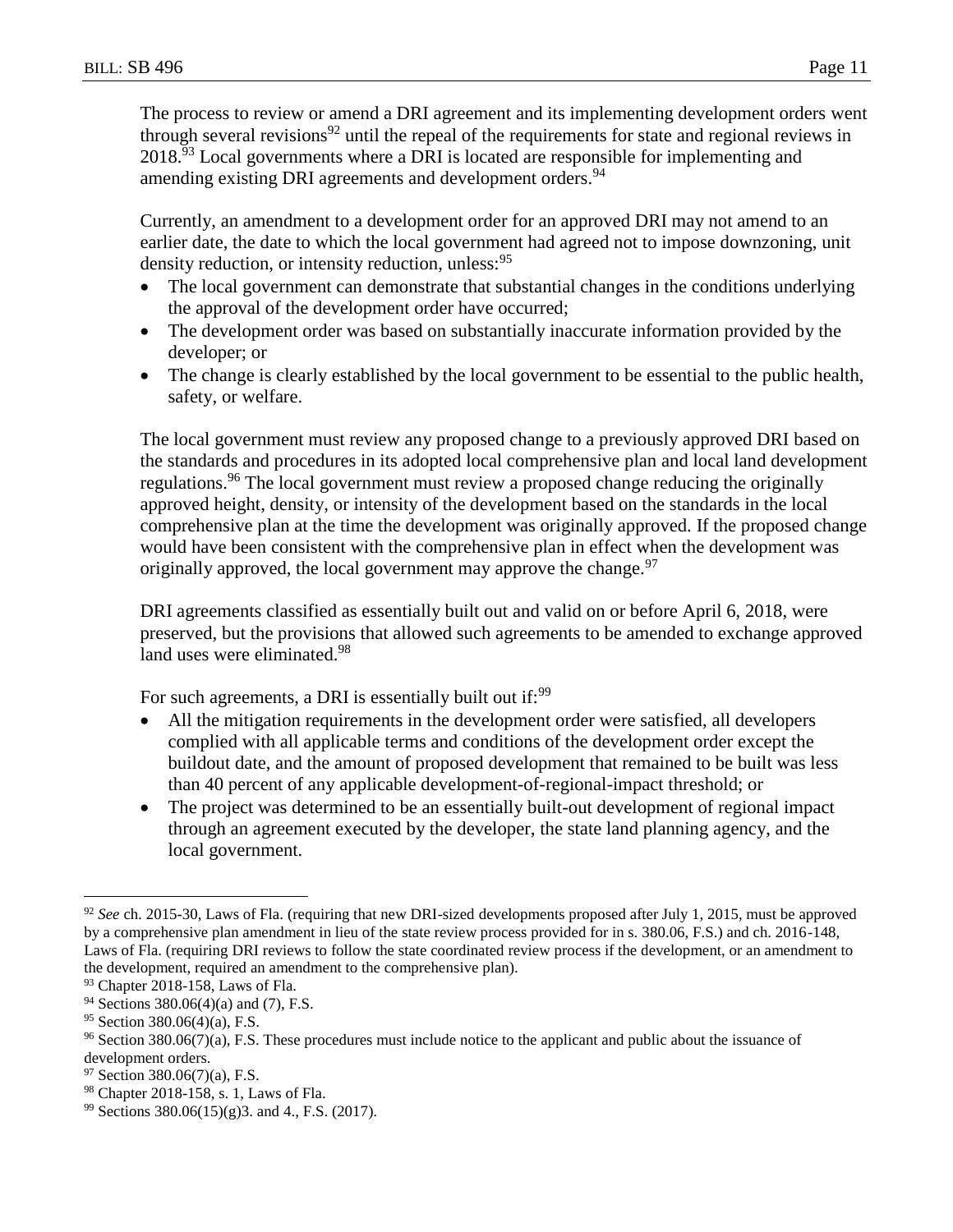The process to review or amend a DRI agreement and its implementing development orders went through several revisions[92] until the repeal of the requirements for state and regional reviews in 2018.[93] Local governments where a DRI is located are responsible for implementing and amending existing DRI agreements and development orders.[94]

Currently, an amendment to a development order for an approved DRI may not amend to an earlier date, the date to which the local government had agreed not to impose downzoning, unit density reduction, or intensity reduction, unless:[95]

- The local government can demonstrate that substantial changes in the conditions underlying the approval of the development order have occurred;
- The development order was based on substantially inaccurate information provided by the developer; or
- The change is clearly established by the local government to be essential to the public health, safety, or welfare.

The local government must review any proposed change to a previously approved DRI based on the standards and procedures in its adopted local comprehensive plan and local land development regulations.[96] The local government must review a proposed change reducing the originally approved height, density, or intensity of the development based on the standards in the local comprehensive plan at the time the development was originally approved. If the proposed change would have been consistent with the comprehensive plan in effect when the development was originally approved, the local government may approve the change.[97]

DRI agreements classified as essentially built out and valid on or before April 6, 2018, were preserved, but the provisions that allowed such agreements to be amended to exchange approved land uses were eliminated.[98]

For such agreements, a DRI is essentially built out if:[99]

- All the mitigation requirements in the development order were satisfied, all developers complied with all applicable terms and conditions of the development order except the buildout date, and the amount of proposed development that remained to be built was less than 40 percent of any applicable development-of-regional-impact threshold; or
- The project was determined to be an essentially built-out development of regional impact through an agreement executed by the developer, the state land planning agency, and the local government.

---

[92] *See* ch. 2015-30, Laws of Fla. (requiring that new DRI-sized developments proposed after July 1, 2015, must be approved by a comprehensive plan amendment in lieu of the state review process provided for in s. 380.06, F.S.) and ch. 2016-148, Laws of Fla. (requiring DRI reviews to follow the state coordinated review process if the development, or an amendment to the development, required an amendment to the comprehensive plan).

[93] Chapter 2018-158, Laws of Fla.

[94] Sections 380.06(4)(a) and (7), F.S.

[95] Section 380.06(4)(a), F.S.

[96] Section 380.06(7)(a), F.S. These procedures must include notice to the applicant and public about the issuance of development orders.

[97] Section 380.06(7)(a), F.S.

[98] Chapter 2018-158, s. 1, Laws of Fla.

[99] Sections 380.06(15)(g)3. and 4., F.S. (2017).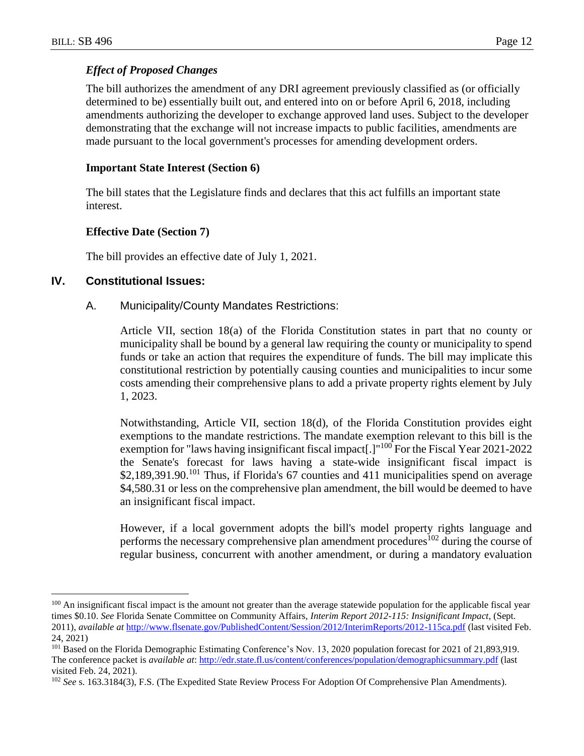### *Effect of Proposed Changes*

The bill authorizes the amendment of any DRI agreement previously classified as (or officially determined to be) essentially built out, and entered into on or before April 6, 2018, including amendments authorizing the developer to exchange approved land uses. Subject to the developer demonstrating that the exchange will not increase impacts to public facilities, amendments are made pursuant to the local government's processes for amending development orders.

**Important State Interest (Section 6)**

The bill states that the Legislature finds and declares that this act fulfills an important state interest.

**Effective Date (Section 7)**

The bill provides an effective date of July 1, 2021.

## IV. Constitutional Issues:

### A. Municipality/County Mandates Restrictions:

Article VII, section 18(a) of the Florida Constitution states in part that no county or municipality shall be bound by a general law requiring the county or municipality to spend funds or take an action that requires the expenditure of funds. The bill may implicate this constitutional restriction by potentially causing counties and municipalities to incur some costs amending their comprehensive plans to add a private property rights element by July 1, 2023.

Notwithstanding, Article VII, section 18(d), of the Florida Constitution provides eight exemptions to the mandate restrictions. The mandate exemption relevant to this bill is the exemption for "laws having insignificant fiscal impact[.]"[100] For the Fiscal Year 2021-2022 the Senate's forecast for laws having a state-wide insignificant fiscal impact is \$2,189,391.90.[101] Thus, if Florida's 67 counties and 411 municipalities spend on average \$4,580.31 or less on the comprehensive plan amendment, the bill would be deemed to have an insignificant fiscal impact.

However, if a local government adopts the bill's model property rights language and performs the necessary comprehensive plan amendment procedures[102] during the course of regular business, concurrent with another amendment, or during a mandatory evaluation

---

[100] An insignificant fiscal impact is the amount not greater than the average statewide population for the applicable fiscal year times \$0.10. *See* Florida Senate Committee on Community Affairs, *Interim Report 2012-115: Insignificant Impact*, (Sept. 2011), *available at* http://www.flsenate.gov/PublishedContent/Session/2012/InterimReports/2012-115ca.pdf (last visited Feb. 24, 2021)

[101] Based on the Florida Demographic Estimating Conference's Nov. 13, 2020 population forecast for 2021 of 21,893,919. The conference packet is *available at*: http://edr.state.fl.us/content/conferences/population/demographicsummary.pdf (last visited Feb. 24, 2021).

[102] *See* s. 163.3184(3), F.S. (The Expedited State Review Process For Adoption Of Comprehensive Plan Amendments).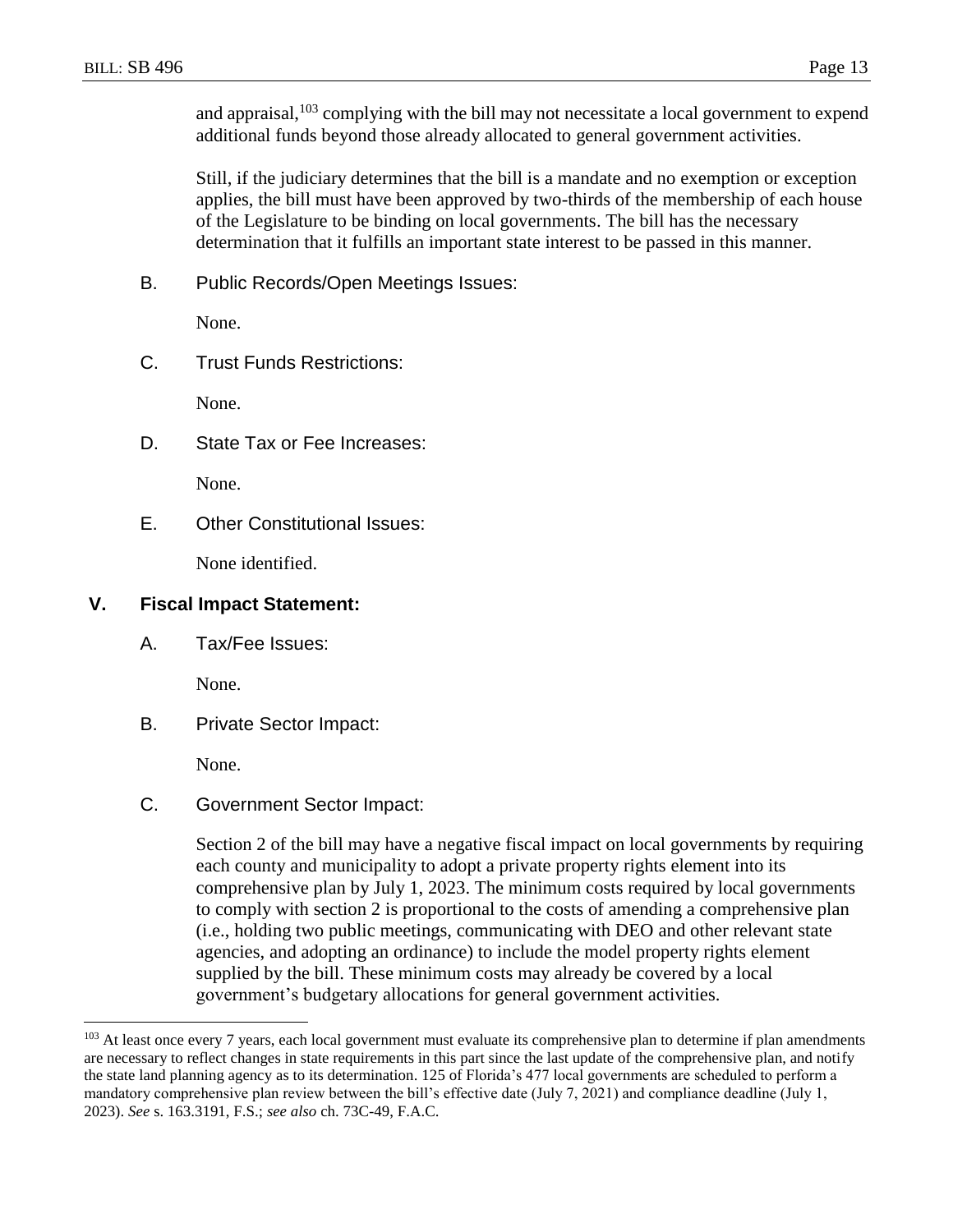and appraisal,[103] complying with the bill may not necessitate a local government to expend additional funds beyond those already allocated to general government activities.

Still, if the judiciary determines that the bill is a mandate and no exemption or exception applies, the bill must have been approved by two-thirds of the membership of each house of the Legislature to be binding on local governments. The bill has the necessary determination that it fulfills an important state interest to be passed in this manner.

B. Public Records/Open Meetings Issues:

None.

C. Trust Funds Restrictions:

None.

D. State Tax or Fee Increases:

None.

E. Other Constitutional Issues:

None identified.

## V. Fiscal Impact Statement:

A. Tax/Fee Issues:

None.

B. Private Sector Impact:

None.

C. Government Sector Impact:

Section 2 of the bill may have a negative fiscal impact on local governments by requiring each county and municipality to adopt a private property rights element into its comprehensive plan by July 1, 2023. The minimum costs required by local governments to comply with section 2 is proportional to the costs of amending a comprehensive plan (i.e., holding two public meetings, communicating with DEO and other relevant state agencies, and adopting an ordinance) to include the model property rights element supplied by the bill. These minimum costs may already be covered by a local government's budgetary allocations for general government activities.

---

[103] At least once every 7 years, each local government must evaluate its comprehensive plan to determine if plan amendments are necessary to reflect changes in state requirements in this part since the last update of the comprehensive plan, and notify the state land planning agency as to its determination. 125 of Florida's 477 local governments are scheduled to perform a mandatory comprehensive plan review between the bill's effective date (July 7, 2021) and compliance deadline (July 1, 2023). *See* s. 163.3191, F.S.; *see also* ch. 73C-49, F.A.C.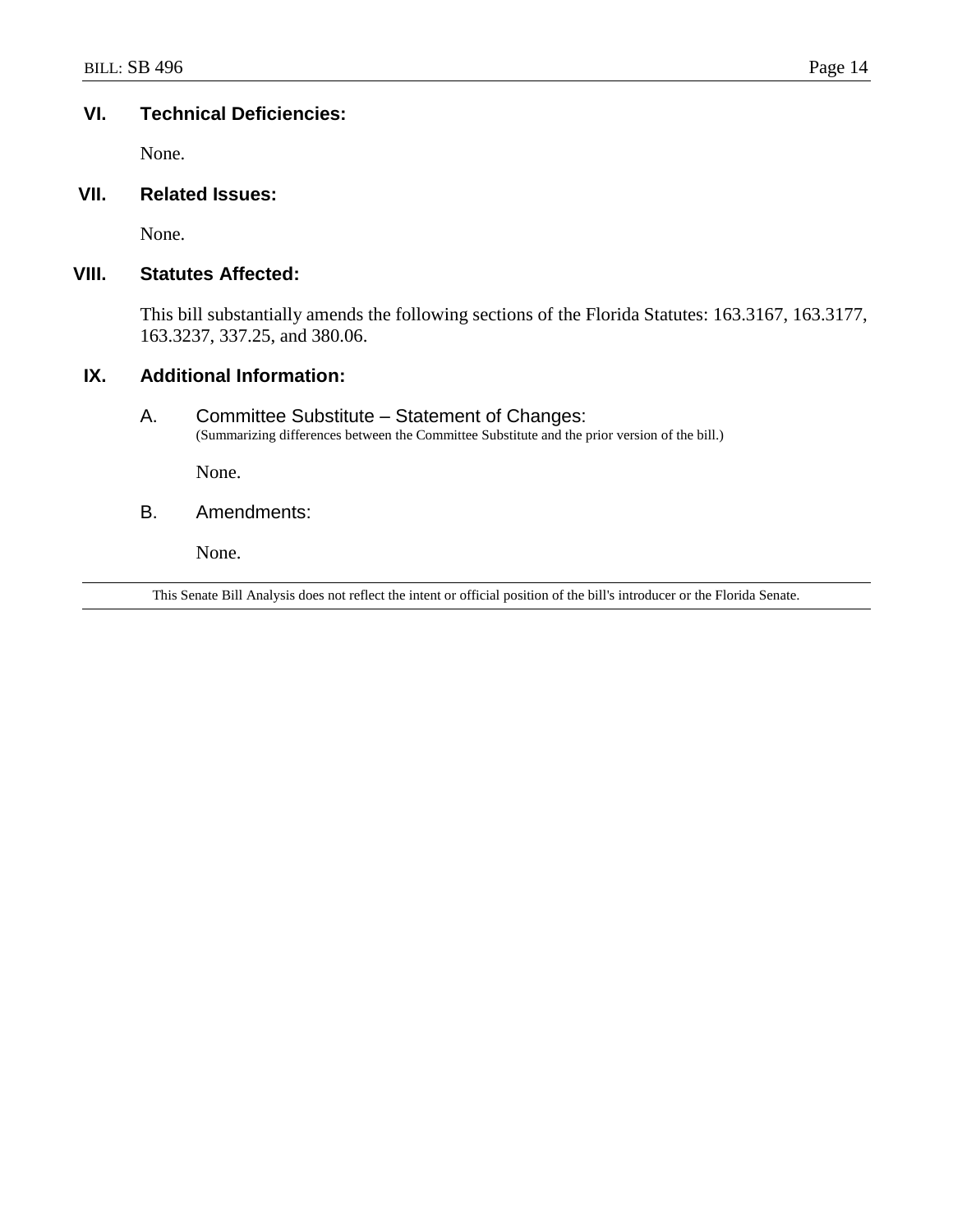## VI. Technical Deficiencies:

None.

## VII. Related Issues:

None.

## VIII. Statutes Affected:

This bill substantially amends the following sections of the Florida Statutes: 163.3167, 163.3177, 163.3237, 337.25, and 380.06.

## IX. Additional Information:

### A. Committee Substitute – Statement of Changes:
(Summarizing differences between the Committee Substitute and the prior version of the bill.)

None.

### B. Amendments:

None.

This Senate Bill Analysis does not reflect the intent or official position of the bill's introducer or the Florida Senate.